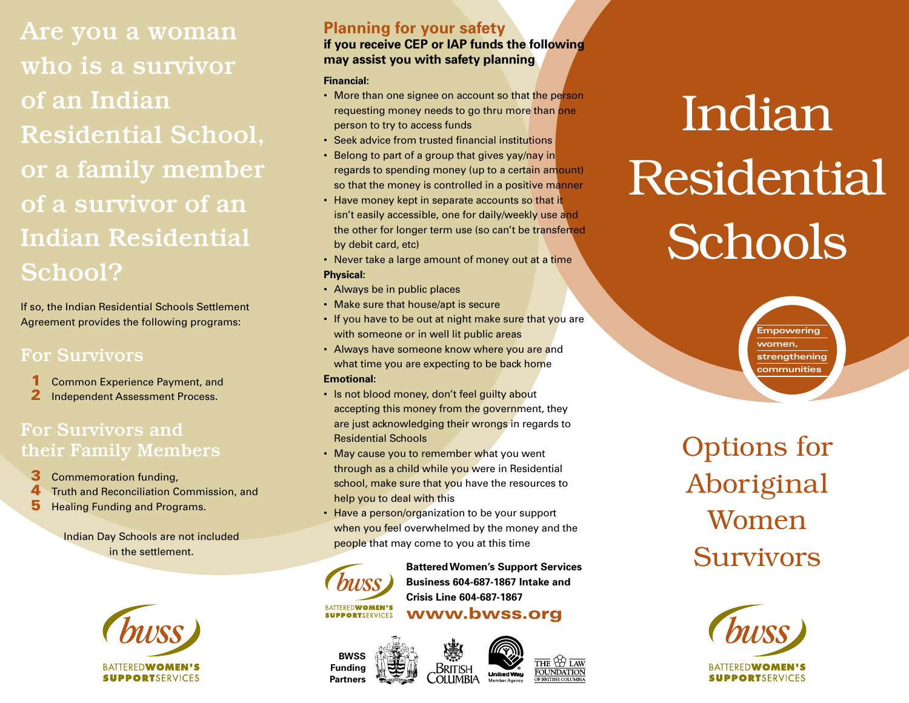# Are you a woman who is a survivor of an Indian Residential School, or a family member of a survivor of an Indian Residential School?

If so, the Indian Residential Schools Settlement Agreement provides the following programs:

## For Survivors

1. Common Experience Payment, and
2. Independent Assessment Process.

## For Survivors and their Family Members

3. Commemoration funding,
4. Truth and Reconciliation Commission, and
5. Healing Funding and Programs.

Indian Day Schools are not included in the settlement.

BATTERED**WOMEN'S SUPPORT**SERVICES

## Planning for your safety

**if you receive CEP or IAP funds the following may assist you with safety planning**

**Financial:**

- More than one signee on account so that the person requesting money needs to go thru more than one person to try to access funds
- Seek advice from trusted financial institutions
- Belong to part of a group that gives yay/nay in regards to spending money (up to a certain amount) so that the money is controlled in a positive manner
- Have money kept in separate accounts so that it isn't easily accessible, one for daily/weekly use and the other for longer term use (so can't be transferred by debit card, etc)
- Never take a large amount of money out at a time

**Physical:**

- Always be in public places
- Make sure that house/apt is secure
- If you have to be out at night make sure that you are with someone or in well lit public areas
- Always have someone know where you are and what time you are expecting to be back home

**Emotional:**

- Is not blood money, don't feel guilty about accepting this money from the government, they are just acknowledging their wrongs in regards to Residential Schools
- May cause you to remember what you went through as a child while you were in Residential school, make sure that you have the resources to help you to deal with this
- Have a person/organization to be your support when you feel overwhelmed by the money and the people that may come to you at this time

**Battered Women's Support Services**
**Business 604-687-1867 Intake and Crisis Line 604-687-1867**
**www.bwss.org**

**BWSS Funding Partners**

# Indian Residential Schools

Empowering women, strengthening communities

## Options for Aboriginal Women Survivors

BATTERED**WOMEN'S SUPPORT**SERVICES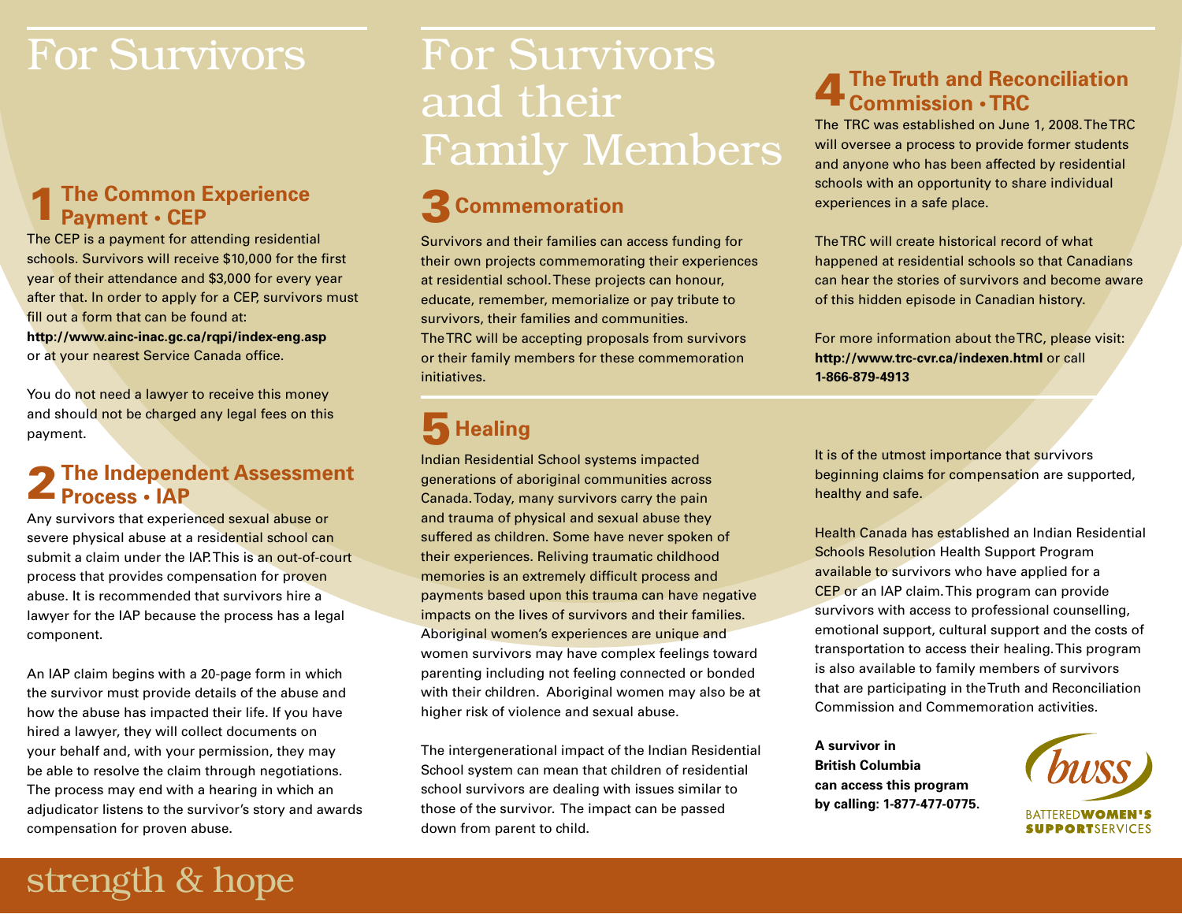# For Survivors

## 1 The Common Experience Payment • CEP

The CEP is a payment for attending residential schools. Survivors will receive $10,000 for the first year of their attendance and $3,000 for every year after that. In order to apply for a CEP, survivors must fill out a form that can be found at: **http://www.ainc-inac.gc.ca/rqpi/index-eng.asp** or at your nearest Service Canada office.

You do not need a lawyer to receive this money and should not be charged any legal fees on this payment.

## 2 The Independent Assessment Process • IAP

Any survivors that experienced sexual abuse or severe physical abuse at a residential school can submit a claim under the IAP. This is an out-of-court process that provides compensation for proven abuse. It is recommended that survivors hire a lawyer for the IAP because the process has a legal component.

An IAP claim begins with a 20-page form in which the survivor must provide details of the abuse and how the abuse has impacted their life. If you have hired a lawyer, they will collect documents on your behalf and, with your permission, they may be able to resolve the claim through negotiations. The process may end with a hearing in which an adjudicator listens to the survivor's story and awards compensation for proven abuse.

# For Survivors and their Family Members

## 3 Commemoration

Survivors and their families can access funding for their own projects commemorating their experiences at residential school. These projects can honour, educate, remember, memorialize or pay tribute to survivors, their families and communities. The TRC will be accepting proposals from survivors or their family members for these commemoration initiatives.

## 4 The Truth and Reconciliation Commission • TRC

The TRC was established on June 1, 2008. The TRC will oversee a process to provide former students and anyone who has been affected by residential schools with an opportunity to share individual experiences in a safe place.

The TRC will create historical record of what happened at residential schools so that Canadians can hear the stories of survivors and become aware of this hidden episode in Canadian history.

For more information about the TRC, please visit: **http://www.trc-cvr.ca/indexen.html** or call **1-866-879-4913**

## 5 Healing

Indian Residential School systems impacted generations of aboriginal communities across Canada. Today, many survivors carry the pain and trauma of physical and sexual abuse they suffered as children. Some have never spoken of their experiences. Reliving traumatic childhood memories is an extremely difficult process and payments based upon this trauma can have negative impacts on the lives of survivors and their families. Aboriginal women's experiences are unique and women survivors may have complex feelings toward parenting including not feeling connected or bonded with their children. Aboriginal women may also be at higher risk of violence and sexual abuse.

The intergenerational impact of the Indian Residential School system can mean that children of residential school survivors are dealing with issues similar to those of the survivor. The impact can be passed down from parent to child.

It is of the utmost importance that survivors beginning claims for compensation are supported, healthy and safe.

Health Canada has established an Indian Residential Schools Resolution Health Support Program available to survivors who have applied for a CEP or an IAP claim. This program can provide survivors with access to professional counselling, emotional support, cultural support and the costs of transportation to access their healing. This program is also available to family members of survivors that are participating in the Truth and Reconciliation Commission and Commemoration activities.

**A survivor in British Columbia can access this program by calling: 1-877-477-0775**.

bwss
BATTERED WOMEN'S SUPPORT SERVICES

strength & hope